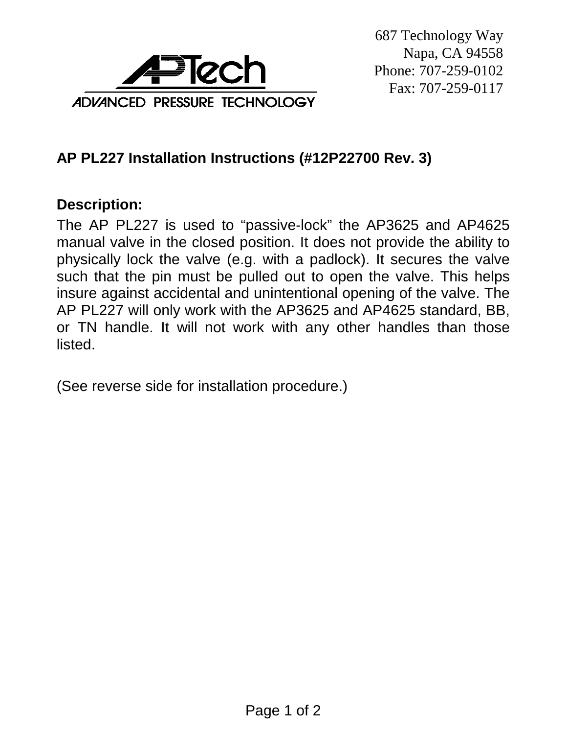687 Technology Way
Napa, CA 94558
Phone: 707-259-0102
Fax: 707-259-0117

APTech
ADVANCED PRESSURE TECHNOLOGY

## AP PL227 Installation Instructions (#12P22700 Rev. 3)

### Description:

The AP PL227 is used to "passive-lock" the AP3625 and AP4625 manual valve in the closed position. It does not provide the ability to physically lock the valve (e.g. with a padlock). It secures the valve such that the pin must be pulled out to open the valve. This helps insure against accidental and unintentional opening of the valve. The AP PL227 will only work with the AP3625 and AP4625 standard, BB, or TN handle. It will not work with any other handles than those listed.

(See reverse side for installation procedure.)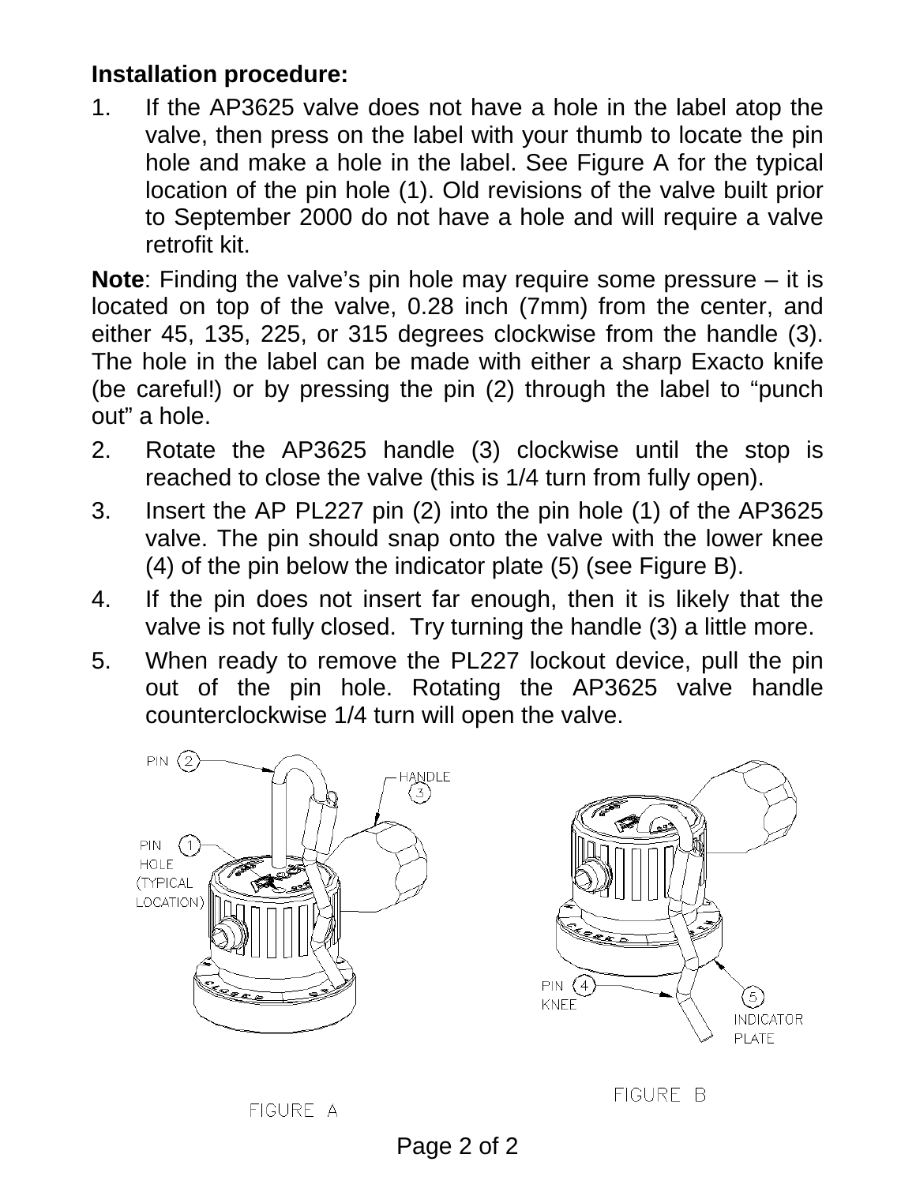**Installation procedure:**

1. If the AP3625 valve does not have a hole in the label atop the valve, then press on the label with your thumb to locate the pin hole and make a hole in the label. See Figure A for the typical location of the pin hole (1). Old revisions of the valve built prior to September 2000 do not have a hole and will require a valve retrofit kit.

**Note**: Finding the valve's pin hole may require some pressure – it is located on top of the valve, 0.28 inch (7mm) from the center, and either 45, 135, 225, or 315 degrees clockwise from the handle (3). The hole in the label can be made with either a sharp Exacto knife (be careful!) or by pressing the pin (2) through the label to "punch out" a hole.

2. Rotate the AP3625 handle (3) clockwise until the stop is reached to close the valve (this is 1/4 turn from fully open).
3. Insert the AP PL227 pin (2) into the pin hole (1) of the AP3625 valve. The pin should snap onto the valve with the lower knee (4) of the pin below the indicator plate (5) (see Figure B).
4. If the pin does not insert far enough, then it is likely that the valve is not fully closed. Try turning the handle (3) a little more.
5. When ready to remove the PL227 lockout device, pull the pin out of the pin hole. Rotating the AP3625 valve handle counterclockwise 1/4 turn will open the valve.

PIN (2)

HANDLE (3)

PIN HOLE (1) (TYPICAL LOCATION)

FIGURE A

PIN KNEE (4)

INDICATOR PLATE (5)

FIGURE B